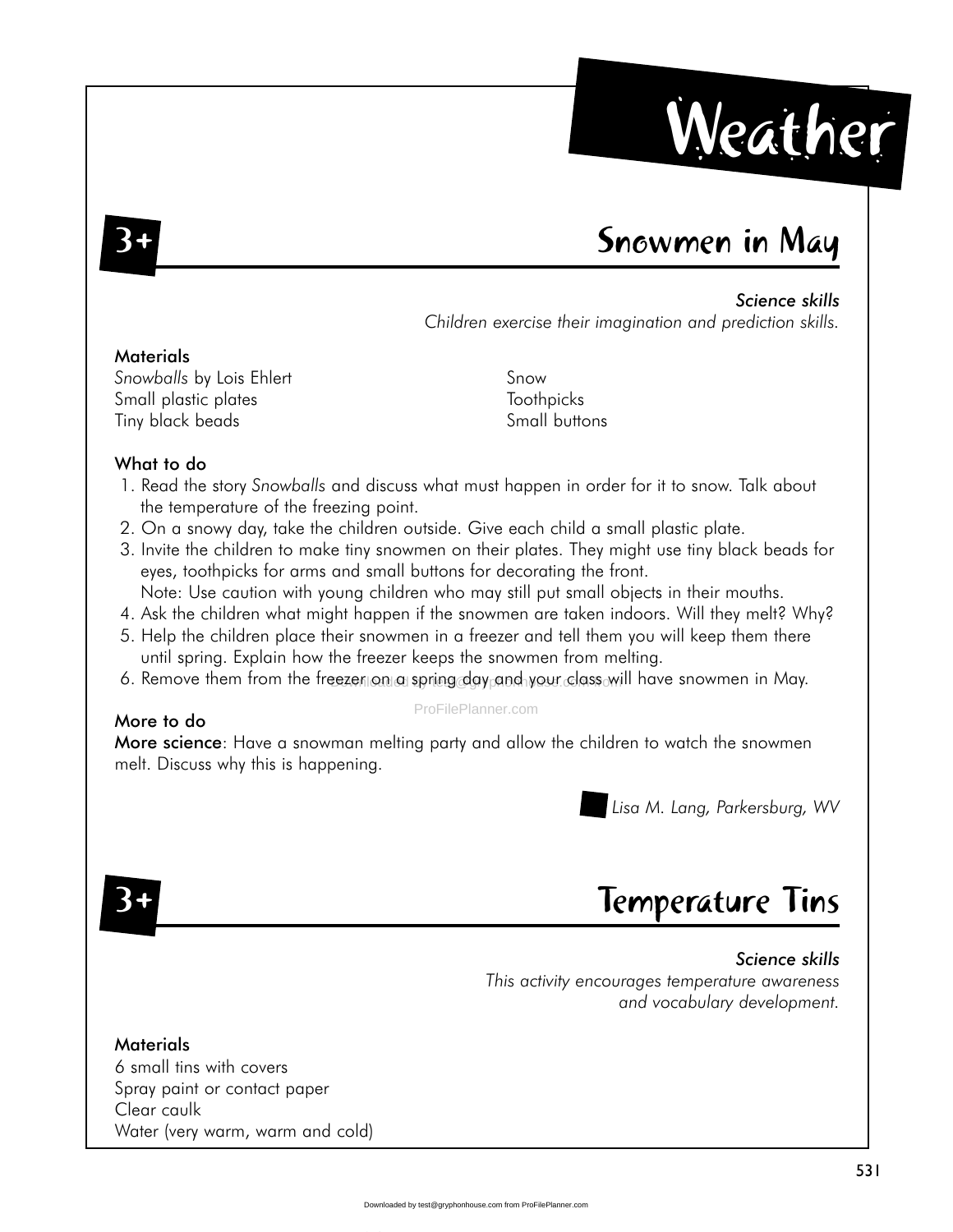# Weather

## 3+ Snowmen in May

*Science skills*
*Children exercise their imagination and prediction skills.*

### Materials

*Snowballs* by Lois Ehlert
Small plastic plates
Tiny black beads
Snow
Toothpicks
Small buttons

### What to do

1. Read the story *Snowballs* and discuss what must happen in order for it to snow. Talk about the temperature of the freezing point.
2. On a snowy day, take the children outside. Give each child a small plastic plate.
3. Invite the children to make tiny snowmen on their plates. They might use tiny black beads for eyes, toothpicks for arms and small buttons for decorating the front.
   Note: Use caution with young children who may still put small objects in their mouths.
4. Ask the children what might happen if the snowmen are taken indoors. Will they melt? Why?
5. Help the children place their snowmen in a freezer and tell them you will keep them there until spring. Explain how the freezer keeps the snowmen from melting.
6. Remove them from the freezer on a spring day and your class will have snowmen in May.

### More to do

**More science**: Have a snowman melting party and allow the children to watch the snowmen melt. Discuss why this is happening.

*Lisa M. Lang, Parkersburg, WV*

## 3+ Temperature Tins

*Science skills*
*This activity encourages temperature awareness and vocabulary development.*

### Materials

6 small tins with covers
Spray paint or contact paper
Clear caulk
Water (very warm, warm and cold)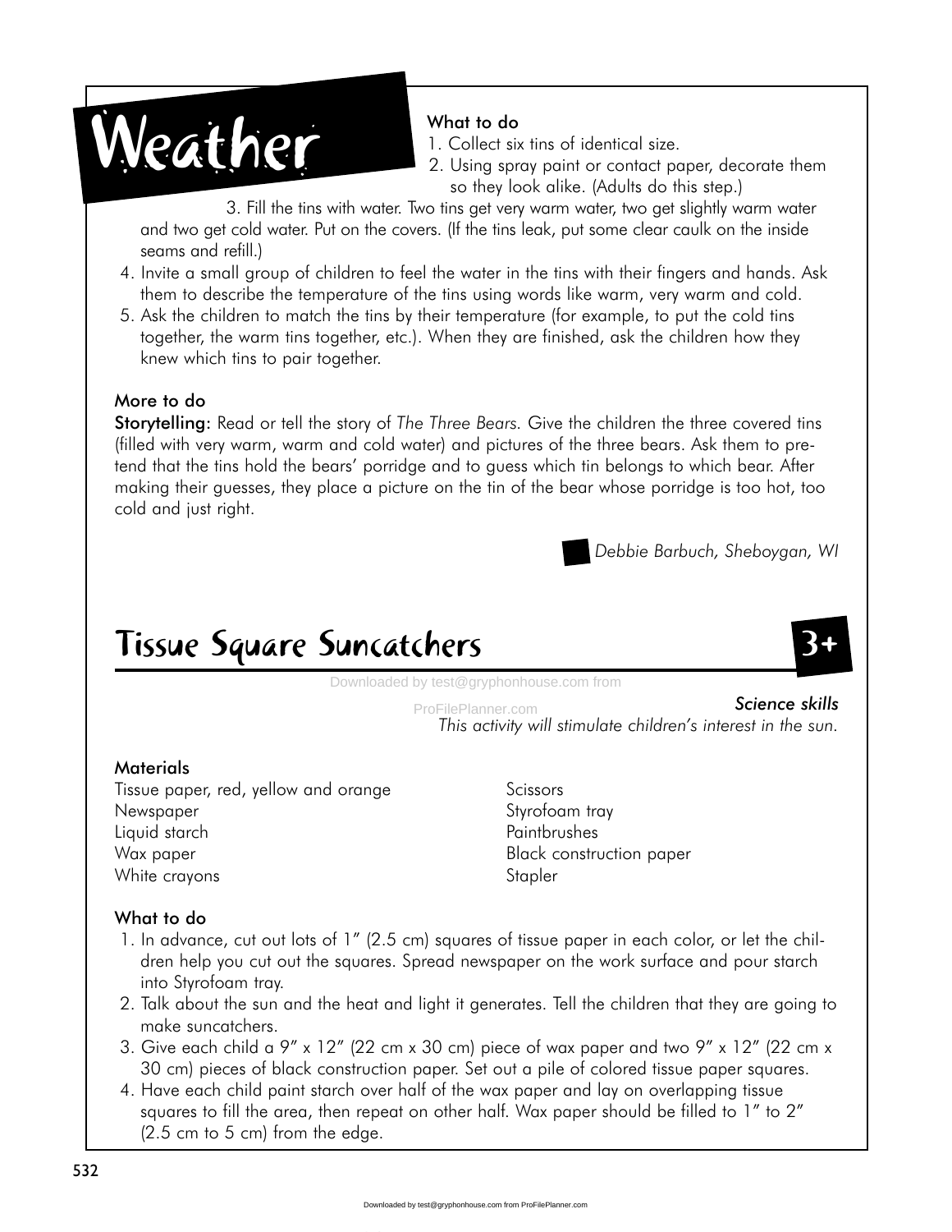# Weather

### What to do

1. Collect six tins of identical size.
2. Using spray paint or contact paper, decorate them so they look alike. (Adults do this step.)
3. Fill the tins with water. Two tins get very warm water, two get slightly warm water and two get cold water. Put on the covers. (If the tins leak, put some clear caulk on the inside seams and refill.)
4. Invite a small group of children to feel the water in the tins with their fingers and hands. Ask them to describe the temperature of the tins using words like warm, very warm and cold.
5. Ask the children to match the tins by their temperature (for example, to put the cold tins together, the warm tins together, etc.). When they are finished, ask the children how they knew which tins to pair together.

### More to do

**Storytelling:** Read or tell the story of *The Three Bears*. Give the children the three covered tins (filled with very warm, warm and cold water) and pictures of the three bears. Ask them to pretend that the tins hold the bears' porridge and to guess which tin belongs to which bear. After making their guesses, they place a picture on the tin of the bear whose porridge is too hot, too cold and just right.

*Debbie Barbuch, Sheboygan, WI*

## Tissue Square Suncatchers

3+

*Science skills*

*This activity will stimulate children's interest in the sun.*

### Materials

Tissue paper, red, yellow and orange
Newspaper
Liquid starch
Wax paper
White crayons
Scissors
Styrofoam tray
Paintbrushes
Black construction paper
Stapler

### What to do

1. In advance, cut out lots of 1" (2.5 cm) squares of tissue paper in each color, or let the children help you cut out the squares. Spread newspaper on the work surface and pour starch into Styrofoam tray.
2. Talk about the sun and the heat and light it generates. Tell the children that they are going to make suncatchers.
3. Give each child a 9" x 12" (22 cm x 30 cm) piece of wax paper and two 9" x 12" (22 cm x 30 cm) pieces of black construction paper. Set out a pile of colored tissue paper squares.
4. Have each child paint starch over half of the wax paper and lay on overlapping tissue squares to fill the area, then repeat on other half. Wax paper should be filled to 1" to 2" (2.5 cm to 5 cm) from the edge.